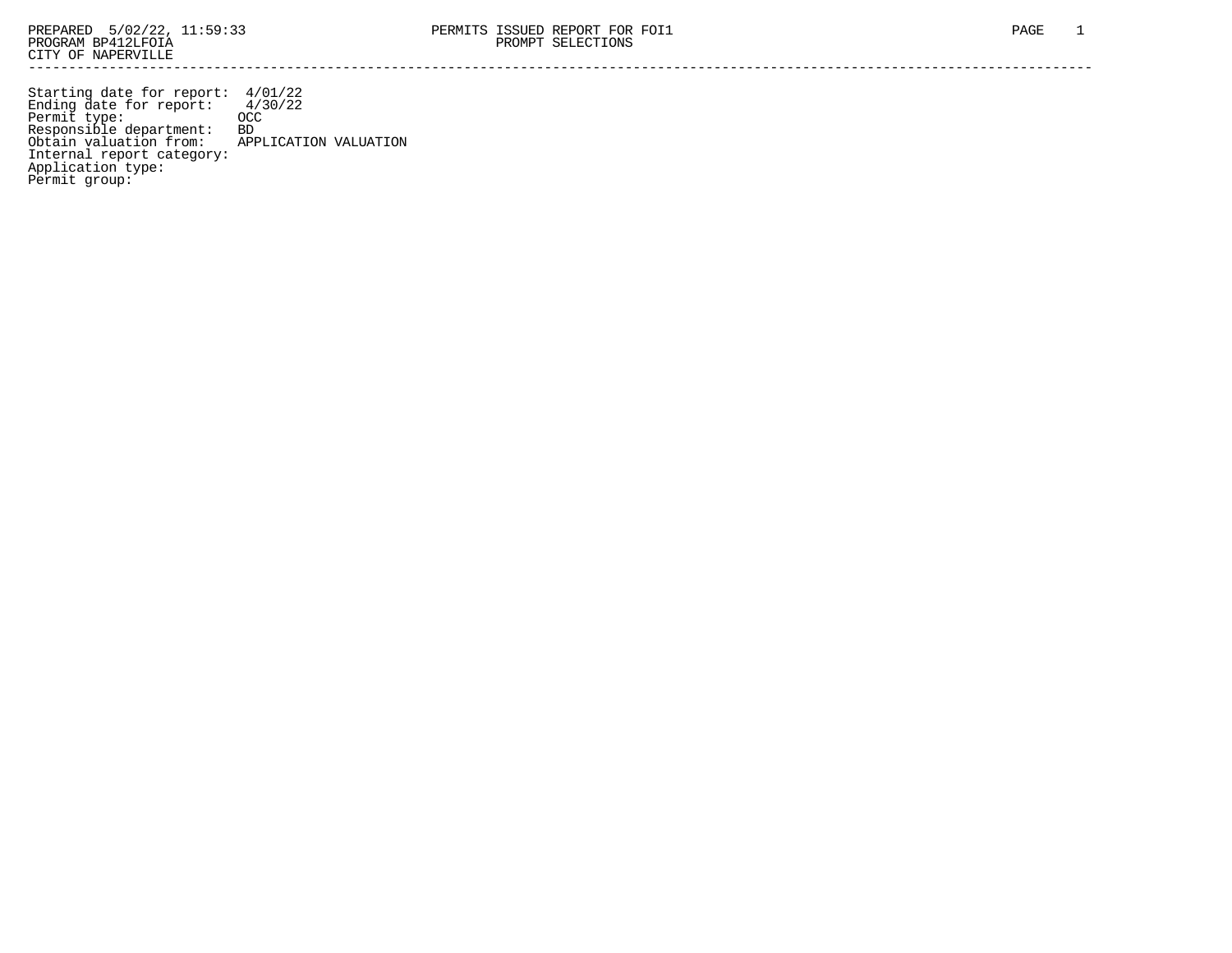PREPARED 5/02/22, 11:59:33 PERMITS ISSUED REPORT FOR FOI1
PROGRAM BP412LFOIA PROMPT SELECTIONS
CITY OF NAPERVILLE

---

```
Starting date for report:  4/01/22
Ending date for report:    4/30/22
Permit type:              OCC
Responsible department:   BD
Obtain valuation from:    APPLICATION VALUATION
Internal report category:
Application type:
Permit group:
```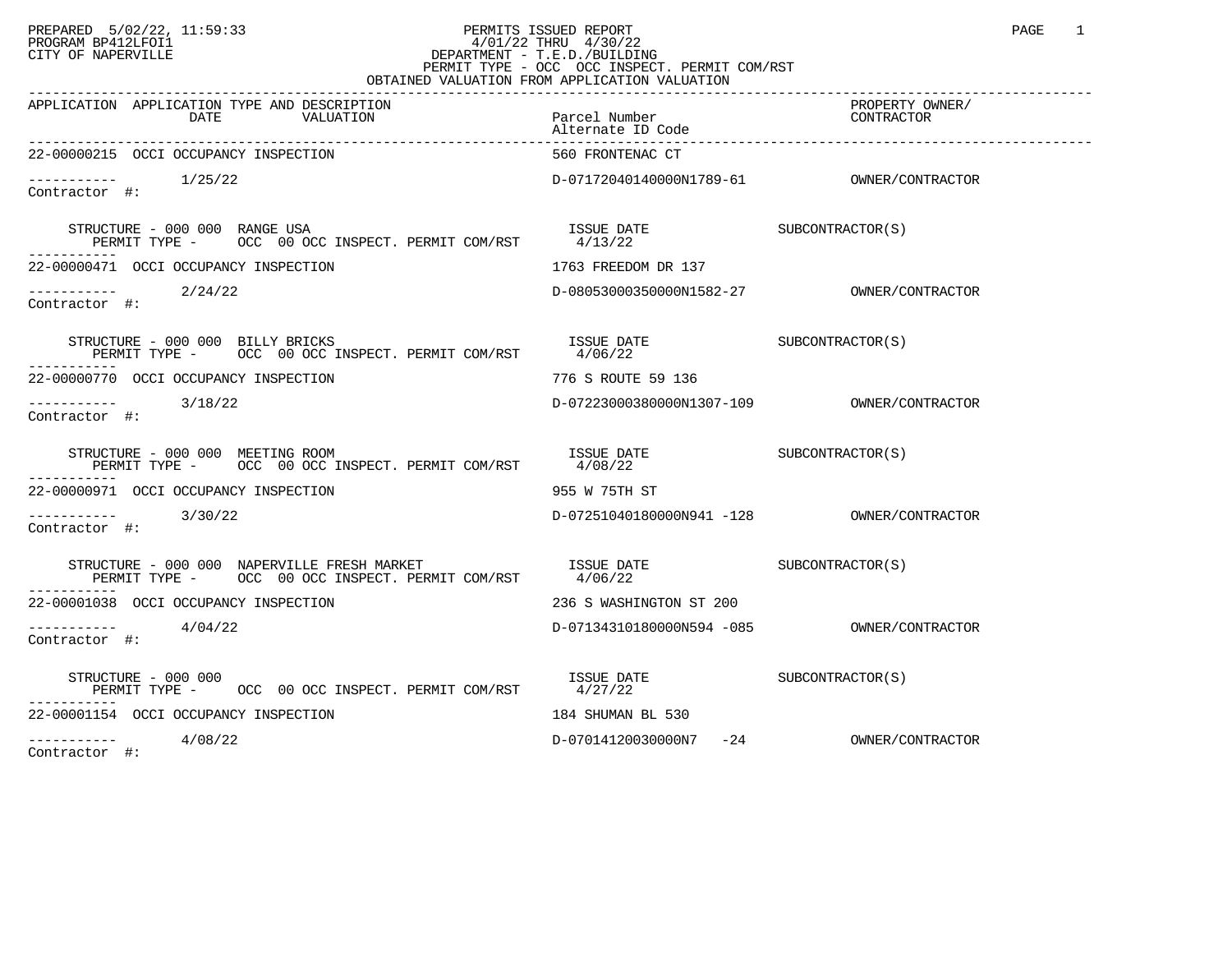PREPARED 5/02/22, 11:59:33
PROGRAM BP412LFOI1
CITY OF NAPERVILLE

PERMITS ISSUED REPORT
4/01/22 THRU 4/30/22
DEPARTMENT - T.E.D./BUILDING
PERMIT TYPE - OCC OCC INSPECT. PERMIT COM/RST
OBTAINED VALUATION FROM APPLICATION VALUATION

| APPLICATION | APPLICATION TYPE AND DESCRIPTION DATE / VALUATION | Parcel Number / Alternate ID Code | PROPERTY OWNER/ CONTRACTOR |
|---|---|---|---|
| 22-00000215 | OCCI OCCUPANCY INSPECTION | 560 FRONTENAC CT | |
| ----------- | 1/25/22 | D-07172040140000N1789-61 | OWNER/CONTRACTOR |
| Contractor #: | | | |
| | STRUCTURE - 000 000 RANGE USA | ISSUE DATE | SUBCONTRACTOR(S) |
| | PERMIT TYPE - OCC 00 OCC INSPECT. PERMIT COM/RST | 4/13/22 | |
| 22-00000471 | OCCI OCCUPANCY INSPECTION | 1763 FREEDOM DR 137 | |
| ----------- | 2/24/22 | D-08053000350000N1582-27 | OWNER/CONTRACTOR |
| Contractor #: | | | |
| | STRUCTURE - 000 000 BILLY BRICKS | ISSUE DATE | SUBCONTRACTOR(S) |
| | PERMIT TYPE - OCC 00 OCC INSPECT. PERMIT COM/RST | 4/06/22 | |
| 22-00000770 | OCCI OCCUPANCY INSPECTION | 776 S ROUTE 59 136 | |
| ----------- | 3/18/22 | D-07223000380000N1307-109 | OWNER/CONTRACTOR |
| Contractor #: | | | |
| | STRUCTURE - 000 000 MEETING ROOM | ISSUE DATE | SUBCONTRACTOR(S) |
| | PERMIT TYPE - OCC 00 OCC INSPECT. PERMIT COM/RST | 4/08/22 | |
| 22-00000971 | OCCI OCCUPANCY INSPECTION | 955 W 75TH ST | |
| ----------- | 3/30/22 | D-07251040180000N941 -128 | OWNER/CONTRACTOR |
| Contractor #: | | | |
| | STRUCTURE - 000 000 NAPERVILLE FRESH MARKET | ISSUE DATE | SUBCONTRACTOR(S) |
| | PERMIT TYPE - OCC 00 OCC INSPECT. PERMIT COM/RST | 4/06/22 | |
| 22-00001038 | OCCI OCCUPANCY INSPECTION | 236 S WASHINGTON ST 200 | |
| ----------- | 4/04/22 | D-07134310180000N594 -085 | OWNER/CONTRACTOR |
| Contractor #: | | | |
| | STRUCTURE - 000 000 | ISSUE DATE | SUBCONTRACTOR(S) |
| | PERMIT TYPE - OCC 00 OCC INSPECT. PERMIT COM/RST | 4/27/22 | |
| 22-00001154 | OCCI OCCUPANCY INSPECTION | 184 SHUMAN BL 530 | |
| ----------- | 4/08/22 | D-07014120030000N7 -24 | OWNER/CONTRACTOR |
| Contractor #: | | | |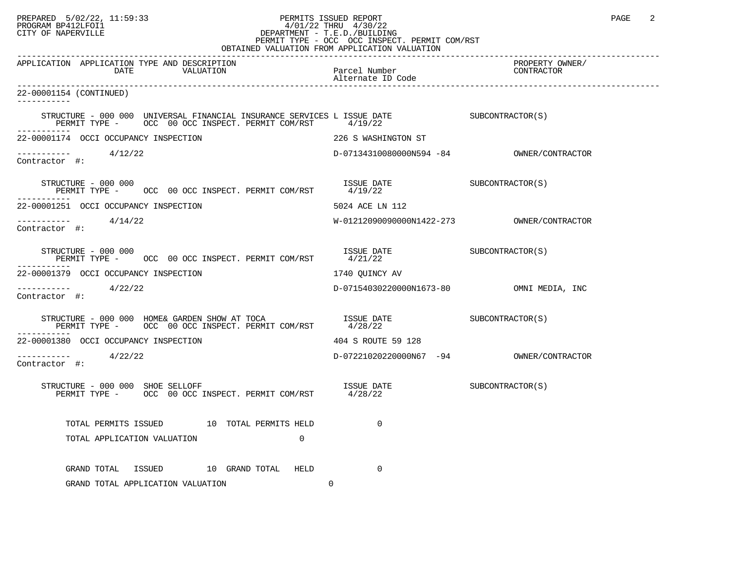PREPARED 5/02/22, 11:59:33
PROGRAM BP412LFOI1
CITY OF NAPERVILLE

PERMITS ISSUED REPORT
4/01/22 THRU 4/30/22
DEPARTMENT - T.E.D./BUILDING
PERMIT TYPE - OCC OCC INSPECT. PERMIT COM/RST
OBTAINED VALUATION FROM APPLICATION VALUATION

| APPLICATION | APPLICATION TYPE AND DESCRIPTION / DATE / VALUATION | Parcel Number / Alternate ID Code | PROPERTY OWNER/ CONTRACTOR |
|---|---|---|---|
| 22-00001154 (CONTINUED) | | | |
| STRUCTURE - 000 000 UNIVERSAL FINANCIAL INSURANCE SERVICES L | PERMIT TYPE - OCC 00 OCC INSPECT. PERMIT COM/RST | ISSUE DATE 4/19/22 | SUBCONTRACTOR(S) |
| 22-00001174 | OCCI OCCUPANCY INSPECTION | 226 S WASHINGTON ST | |
| | 4/12/22 | D-07134310080000N594 -84 | OWNER/CONTRACTOR |
| Contractor #: | | | |
| STRUCTURE - 000 000 | PERMIT TYPE - OCC 00 OCC INSPECT. PERMIT COM/RST | ISSUE DATE 4/19/22 | SUBCONTRACTOR(S) |
| 22-00001251 | OCCI OCCUPANCY INSPECTION | 5024 ACE LN 112 | |
| | 4/14/22 | W-01212090090000N1422-273 | OWNER/CONTRACTOR |
| Contractor #: | | | |
| STRUCTURE - 000 000 | PERMIT TYPE - OCC 00 OCC INSPECT. PERMIT COM/RST | ISSUE DATE 4/21/22 | SUBCONTRACTOR(S) |
| 22-00001379 | OCCI OCCUPANCY INSPECTION | 1740 QUINCY AV | |
| | 4/22/22 | D-07154030220000N1673-80 | OMNI MEDIA, INC |
| Contractor #: | | | |
| STRUCTURE - 000 000 HOME& GARDEN SHOW AT TOCA | PERMIT TYPE - OCC 00 OCC INSPECT. PERMIT COM/RST | ISSUE DATE 4/28/22 | SUBCONTRACTOR(S) |
| 22-00001380 | OCCI OCCUPANCY INSPECTION | 404 S ROUTE 59 128 | |
| | 4/22/22 | D-07221020220000N67 -94 | OWNER/CONTRACTOR |
| Contractor #: | | | |
| STRUCTURE - 000 000 SHOE SELLOFF | PERMIT TYPE - OCC 00 OCC INSPECT. PERMIT COM/RST | ISSUE DATE 4/28/22 | SUBCONTRACTOR(S) |

TOTAL PERMITS ISSUED 10 TOTAL PERMITS HELD 0

TOTAL APPLICATION VALUATION 0

GRAND TOTAL ISSUED 10 GRAND TOTAL HELD 0

GRAND TOTAL APPLICATION VALUATION 0